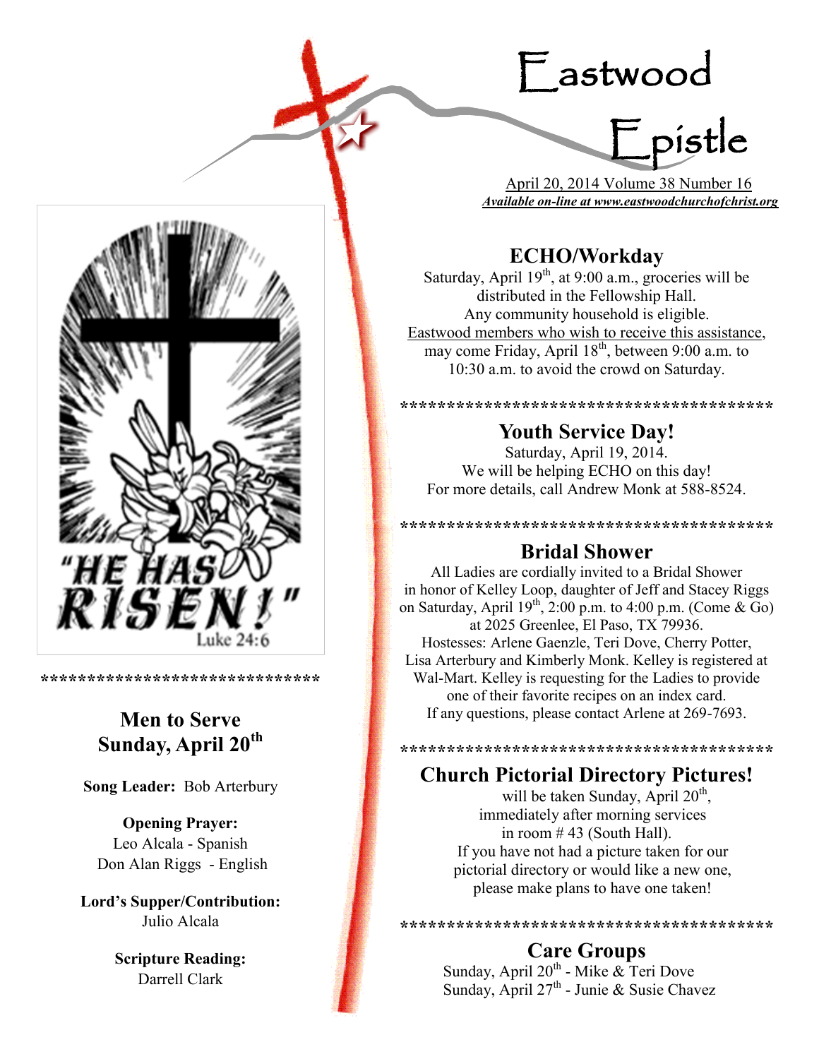# Eastwood Epistle

April 20, 2014 Volume 38 Number 16

***Available on-line at www.eastwoodchurchofchrist.org***

"HE HAS RISEN!"
Luke 24:6

******************************

## Men to Serve Sunday, April 20th

**Song Leader:** Bob Arterbury

**Opening Prayer:**
Leo Alcala - Spanish
Don Alan Riggs - English

**Lord's Supper/Contribution:**
Julio Alcala

**Scripture Reading:**
Darrell Clark

## ECHO/Workday

Saturday, April 19th, at 9:00 a.m., groceries will be distributed in the Fellowship Hall.
Any community household is eligible.
Eastwood members who wish to receive this assistance, may come Friday, April 18th, between 9:00 a.m. to 10:30 a.m. to avoid the crowd on Saturday.

****************************************

## Youth Service Day!

Saturday, April 19, 2014.
We will be helping ECHO on this day!
For more details, call Andrew Monk at 588-8524.

****************************************

## Bridal Shower

All Ladies are cordially invited to a Bridal Shower in honor of Kelley Loop, daughter of Jeff and Stacey Riggs on Saturday, April 19th, 2:00 p.m. to 4:00 p.m. (Come & Go) at 2025 Greenlee, El Paso, TX 79936.
Hostesses: Arlene Gaenzle, Teri Dove, Cherry Potter, Lisa Arterbury and Kimberly Monk. Kelley is registered at Wal-Mart. Kelley is requesting for the Ladies to provide one of their favorite recipes on an index card.
If any questions, please contact Arlene at 269-7693.

****************************************

## Church Pictorial Directory Pictures!

will be taken Sunday, April 20th, immediately after morning services in room # 43 (South Hall).
If you have not had a picture taken for our pictorial directory or would like a new one, please make plans to have one taken!

****************************************

## Care Groups

Sunday, April 20th - Mike & Teri Dove
Sunday, April 27th - Junie & Susie Chavez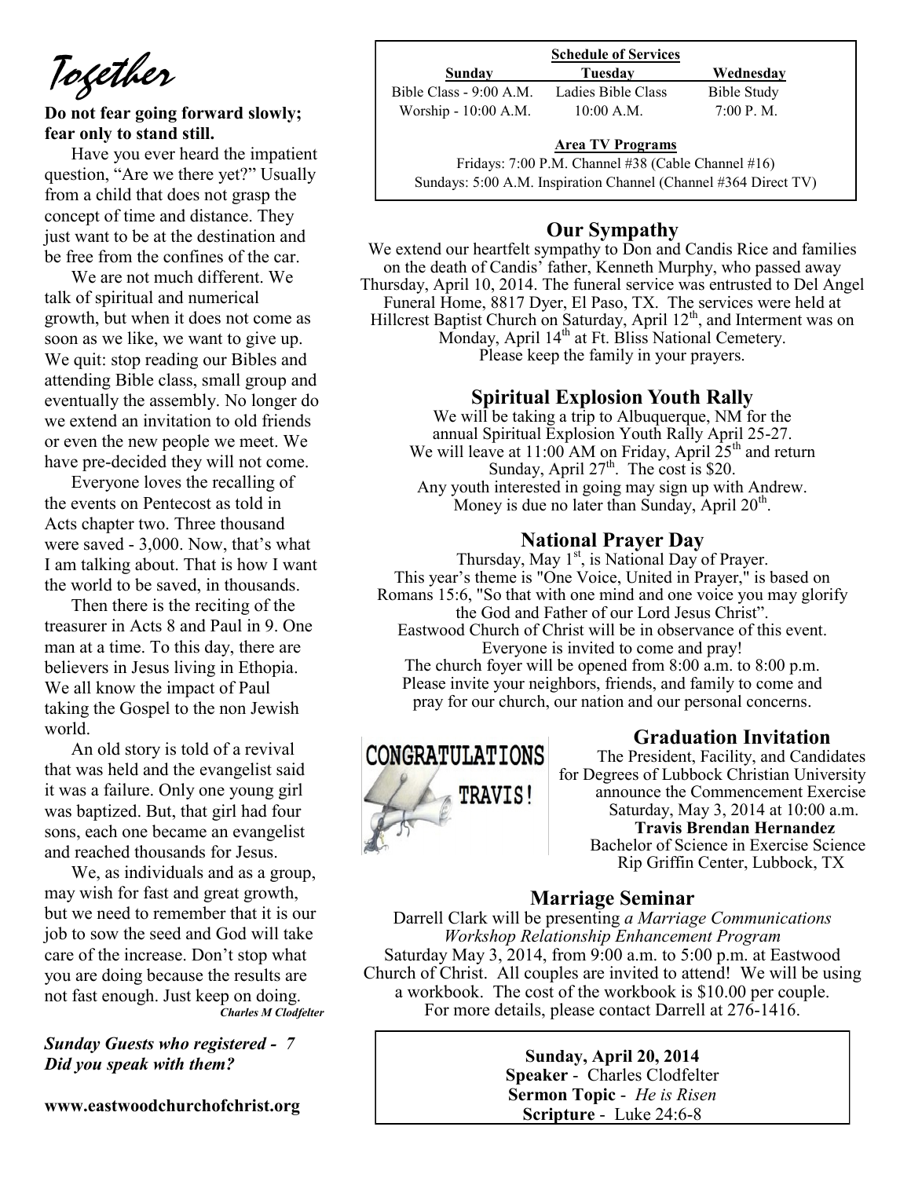# Together

**Do not fear going forward slowly; fear only to stand still.**

Have you ever heard the impatient question, "Are we there yet?" Usually from a child that does not grasp the concept of time and distance. They just want to be at the destination and be free from the confines of the car.

We are not much different. We talk of spiritual and numerical growth, but when it does not come as soon as we like, we want to give up. We quit: stop reading our Bibles and attending Bible class, small group and eventually the assembly. No longer do we extend an invitation to old friends or even the new people we meet. We have pre-decided they will not come.

Everyone loves the recalling of the events on Pentecost as told in Acts chapter two. Three thousand were saved - 3,000. Now, that's what I am talking about. That is how I want the world to be saved, in thousands.

Then there is the reciting of the treasurer in Acts 8 and Paul in 9. One man at a time. To this day, there are believers in Jesus living in Ethiopia. We all know the impact of Paul taking the Gospel to the non Jewish world.

An old story is told of a revival that was held and the evangelist said it was a failure. Only one young girl was baptized. But, that girl had four sons, each one became an evangelist and reached thousands for Jesus.

We, as individuals and as a group, may wish for fast and great growth, but we need to remember that it is our job to sow the seed and God will take care of the increase. Don't stop what you are doing because the results are not fast enough. Just keep on doing.

***Charles M Clodfelter***

***Sunday Guests who registered - 7***
***Did you speak with them?***

**www.eastwoodchurchofchrist.org**

**Schedule of Services**

| Sunday | Tuesday | Wednesday |
|---|---|---|
| Bible Class - 9:00 A.M. | Ladies Bible Class | Bible Study |
| Worship - 10:00 A.M. | 10:00 A.M. | 7:00 P. M. |

**Area TV Programs**

Fridays: 7:00 P.M. Channel #38 (Cable Channel #16)
Sundays: 5:00 A.M. Inspiration Channel (Channel #364 Direct TV)

## Our Sympathy

We extend our heartfelt sympathy to Don and Candis Rice and families on the death of Candis' father, Kenneth Murphy, who passed away Thursday, April 10, 2014. The funeral service was entrusted to Del Angel Funeral Home, 8817 Dyer, El Paso, TX. The services were held at Hillcrest Baptist Church on Saturday, April 12th, and Interment was on Monday, April 14th at Ft. Bliss National Cemetery. Please keep the family in your prayers.

## Spiritual Explosion Youth Rally

We will be taking a trip to Albuquerque, NM for the annual Spiritual Explosion Youth Rally April 25-27. We will leave at 11:00 AM on Friday, April 25th and return Sunday, April 27th. The cost is $20. Any youth interested in going may sign up with Andrew. Money is due no later than Sunday, April 20th.

## National Prayer Day

Thursday, May 1st, is National Day of Prayer. This year's theme is "One Voice, United in Prayer," is based on Romans 15:6, "So that with one mind and one voice you may glorify the God and Father of our Lord Jesus Christ". Eastwood Church of Christ will be in observance of this event. Everyone is invited to come and pray! The church foyer will be opened from 8:00 a.m. to 8:00 p.m. Please invite your neighbors, friends, and family to come and pray for our church, our nation and our personal concerns.

## Graduation Invitation

CONGRATULATIONS TRAVIS!

The President, Facility, and Candidates for Degrees of Lubbock Christian University announce the Commencement Exercise Saturday, May 3, 2014 at 10:00 a.m.
**Travis Brendan Hernandez**
Bachelor of Science in Exercise Science
Rip Griffin Center, Lubbock, TX

## Marriage Seminar

Darrell Clark will be presenting *a Marriage Communications Workshop Relationship Enhancement Program* Saturday May 3, 2014, from 9:00 a.m. to 5:00 p.m. at Eastwood Church of Christ. All couples are invited to attend! We will be using a workbook. The cost of the workbook is $10.00 per couple. For more details, please contact Darrell at 276-1416.

**Sunday, April 20, 2014**
**Speaker** - Charles Clodfelter
**Sermon Topic** - *He is Risen*
**Scripture** - Luke 24:6-8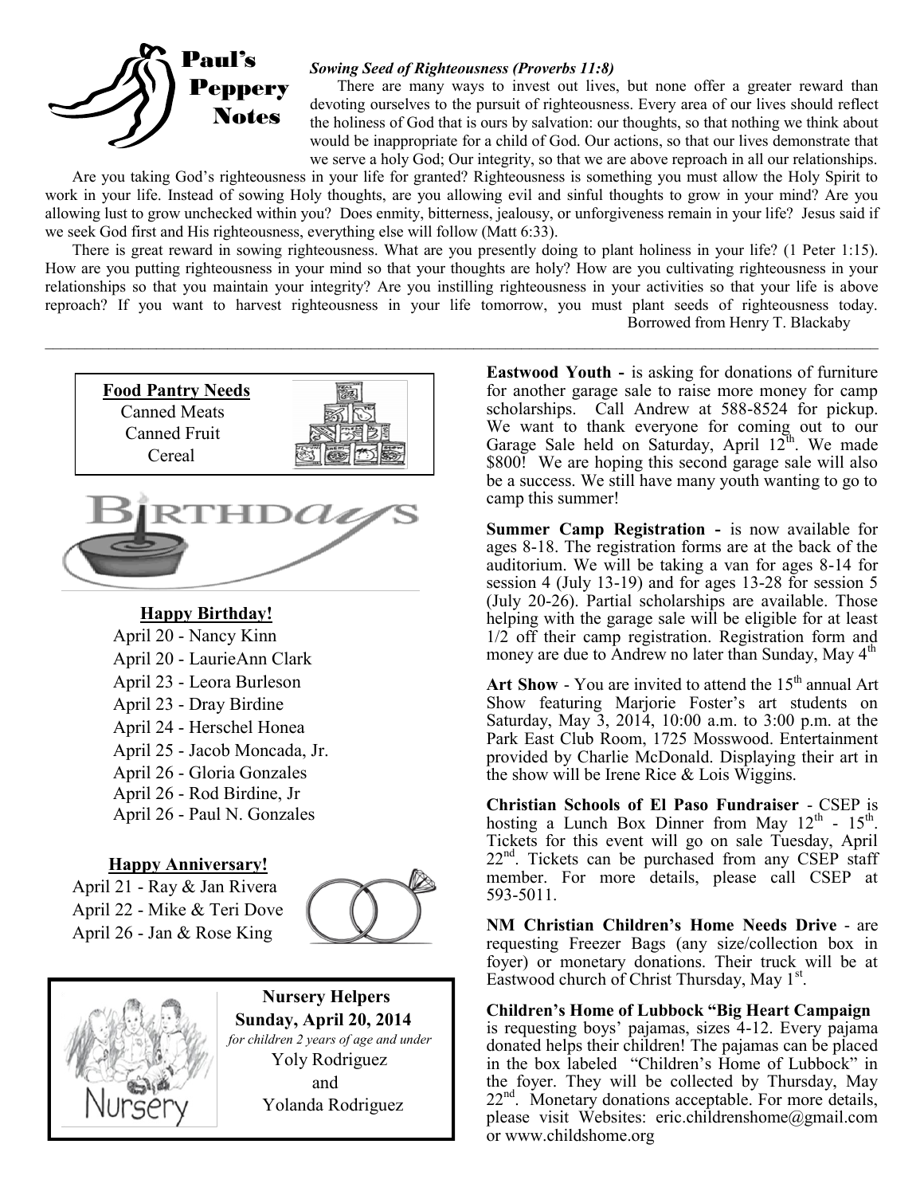# Paul's Peppery Notes

***Sowing Seed of Righteousness (Proverbs 11:8)***

There are many ways to invest out lives, but none offer a greater reward than devoting ourselves to the pursuit of righteousness. Every area of our lives should reflect the holiness of God that is ours by salvation: our thoughts, so that nothing we think about would be inappropriate for a child of God. Our actions, so that our lives demonstrate that we serve a holy God; Our integrity, so that we are above reproach in all our relationships.

Are you taking God's righteousness in your life for granted? Righteousness is something you must allow the Holy Spirit to work in your life. Instead of sowing Holy thoughts, are you allowing evil and sinful thoughts to grow in your mind? Are you allowing lust to grow unchecked within you? Does enmity, bitterness, jealousy, or unforgiveness remain in your life? Jesus said if we seek God first and His righteousness, everything else will follow (Matt 6:33).

There is great reward in sowing righteousness. What are you presently doing to plant holiness in your life? (1 Peter 1:15). How are you putting righteousness in your mind so that your thoughts are holy? How are you cultivating righteousness in your relationships so that you maintain your integrity? Are you instilling righteousness in your activities so that your life is above reproach? If you want to harvest righteousness in your life tomorrow, you must plant seeds of righteousness today.

Borrowed from Henry T. Blackaby

---

**Food Pantry Needs**

Canned Meats
Canned Fruit
Cereal

## Birthdays

**Happy Birthday!**

April 20 - Nancy Kinn
April 20 - LaurieAnn Clark
April 23 - Leora Burleson
April 23 - Dray Birdine
April 24 - Herschel Honea
April 25 - Jacob Moncada, Jr.
April 26 - Gloria Gonzales
April 26 - Rod Birdine, Jr
April 26 - Paul N. Gonzales

**Happy Anniversary!**

April 21 - Ray & Jan Rivera
April 22 - Mike & Teri Dove
April 26 - Jan & Rose King

**Nursery Helpers**
**Sunday, April 20, 2014**
*for children 2 years of age and under*
Yoly Rodriguez
and
Yolanda Rodriguez

Nursery

**Eastwood Youth -** is asking for donations of furniture for another garage sale to raise more money for camp scholarships. Call Andrew at 588-8524 for pickup. We want to thank everyone for coming out to our Garage Sale held on Saturday, April 12th. We made $800! We are hoping this second garage sale will also be a success. We still have many youth wanting to go to camp this summer!

**Summer Camp Registration -** is now available for ages 8-18. The registration forms are at the back of the auditorium. We will be taking a van for ages 8-14 for session 4 (July 13-19) and for ages 13-28 for session 5 (July 20-26). Partial scholarships are available. Those helping with the garage sale will be eligible for at least 1/2 off their camp registration. Registration form and money are due to Andrew no later than Sunday, May 4th

**Art Show** - You are invited to attend the 15th annual Art Show featuring Marjorie Foster's art students on Saturday, May 3, 2014, 10:00 a.m. to 3:00 p.m. at the Park East Club Room, 1725 Mosswood. Entertainment provided by Charlie McDonald. Displaying their art in the show will be Irene Rice & Lois Wiggins.

**Christian Schools of El Paso Fundraiser** - CSEP is hosting a Lunch Box Dinner from May 12th - 15th. Tickets for this event will go on sale Tuesday, April 22nd. Tickets can be purchased from any CSEP staff member. For more details, please call CSEP at 593-5011.

**NM Christian Children's Home Needs Drive** - are requesting Freezer Bags (any size/collection box in foyer) or monetary donations. Their truck will be at Eastwood church of Christ Thursday, May 1st.

**Children's Home of Lubbock "Big Heart Campaign** is requesting boys' pajamas, sizes 4-12. Every pajama donated helps their children! The pajamas can be placed in the box labeled "Children's Home of Lubbock" in the foyer. They will be collected by Thursday, May 22nd. Monetary donations acceptable. For more details, please visit Websites: eric.childrenshome@gmail.com or www.childshome.org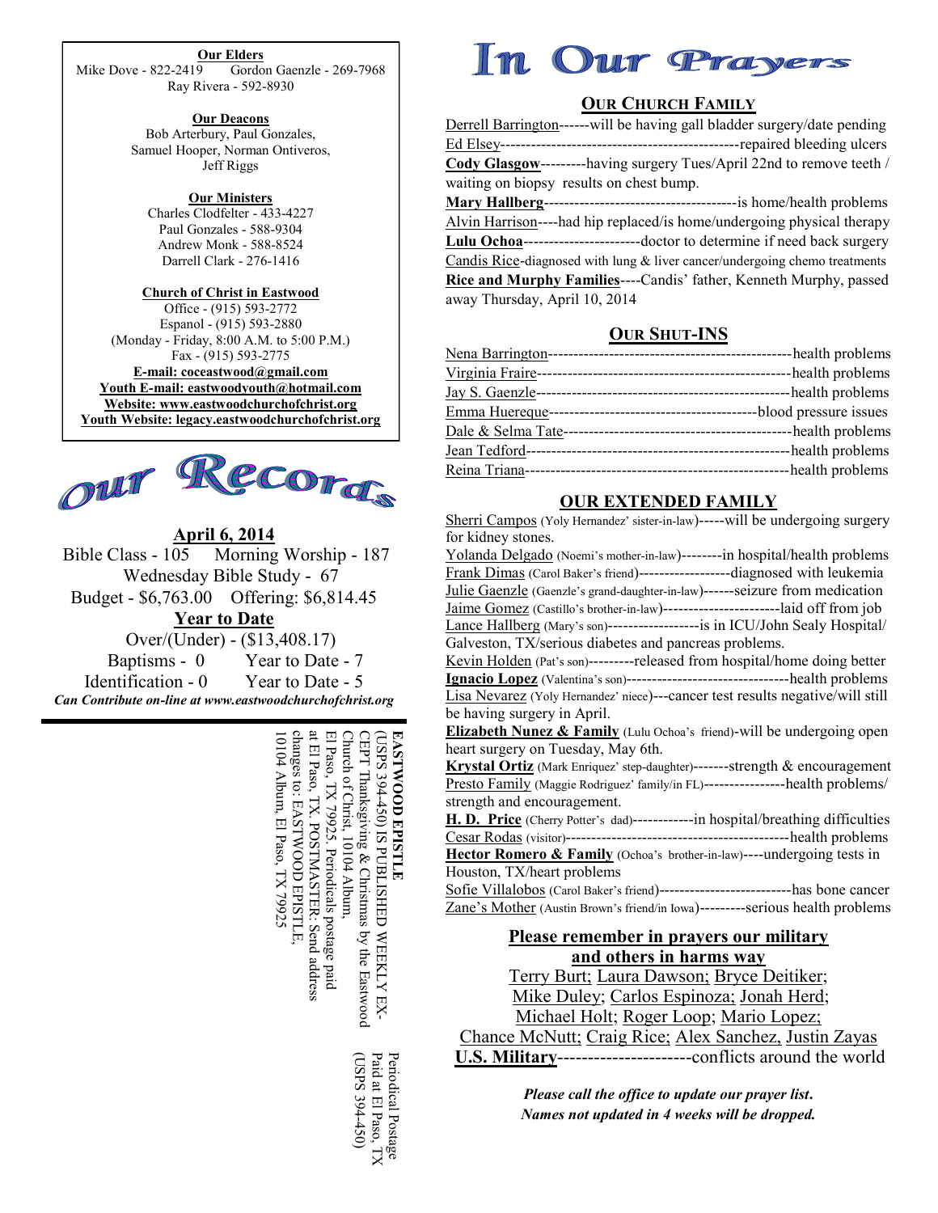**Our Elders**

Mike Dove - 822-2419 Gordon Gaenzle - 269-7968

Ray Rivera - 592-8930

**Our Deacons**

Bob Arterbury, Paul Gonzales, Samuel Hooper, Norman Ontiveros, Jeff Riggs

**Our Ministers**

Charles Clodfelter - 433-4227

Paul Gonzales - 588-9304

Andrew Monk - 588-8524

Darrell Clark - 276-1416

**Church of Christ in Eastwood**

Office - (915) 593-2772

Espanol - (915) 593-2880

(Monday - Friday, 8:00 A.M. to 5:00 P.M.)

Fax - (915) 593-2775

**E-mail: coceastwood@gmail.com**

**Youth E-mail: eastwoodyouth@hotmail.com**

**Website: www.eastwoodchurchofchrist.org**

**Youth Website: legacy.eastwoodchurchofchrist.org**

# Our Records

**April 6, 2014**

Bible Class - 105 Morning Worship - 187

Wednesday Bible Study - 67

Budget - $6,763.00 Offering: $6,814.45

**Year to Date**

Over/(Under) - ($13,408.17)

Baptisms - 0 Year to Date - 7

Identification - 0 Year to Date - 5

***Can Contribute on-line at www.eastwoodchurchofchrist.org***

**EASTWOOD EPISTLE** (USPS 394-450) IS PUBLISHED WEEKLY EXCEPT Thanksgiving & Christmas by the Eastwood Church of Christ, 10104 Album, El Paso, TX 79925. Periodicals postage paid at El Paso, TX. POSTMASTER: Send address changes to: EASTWOOD EPISTLE, 10104 Album, El Paso, TX 79925

Periodical Postage Paid at El Paso, TX (USPS 394-450)

# In Our Prayers

## Our Church Family

Derrell Barrington------will be having gall bladder surgery/date pending

Ed Elsey-----------------------------------------------repaired bleeding ulcers

**Cody Glasgow**---------having surgery Tues/April 22nd to remove teeth / waiting on biopsy results on chest bump.

**Mary Hallberg**--------------------------------------is home/health problems

Alvin Harrison----had hip replaced/is home/undergoing physical therapy

**Lulu Ochoa**----------------------doctor to determine if need back surgery

Candis Rice-diagnosed with lung & liver cancer/undergoing chemo treatments

**Rice and Murphy Families**----Candis' father, Kenneth Murphy, passed away Thursday, April 10, 2014

## Our Shut-Ins

Nena Barrington-----------------------------------------------health problems

Virginia Fraire-------------------------------------------------health problems

Jay S. Gaenzle-------------------------------------------------health problems

Emma Huereque----------------------------------------blood pressure issues

Dale & Selma Tate--------------------------------------------health problems

Jean Tedford---------------------------------------------------health problems

Reina Triana---------------------------------------------------health problems

## Our Extended Family

Sherri Campos (Yoly Hernandez' sister-in-law)-----will be undergoing surgery for kidney stones.

Yolanda Delgado (Noemi's mother-in-law)--------in hospital/health problems

Frank Dimas (Carol Baker's friend)------------------diagnosed with leukemia

Julie Gaenzle (Gaenzle's grand-daughter-in-law)------seizure from medication

Jaime Gomez (Castillo's brother-in-law)-----------------------laid off from job

Lance Hallberg (Mary's son)------------------is in ICU/John Sealy Hospital/ Galveston, TX/serious diabetes and pancreas problems.

Kevin Holden (Pat's son)---------released from hospital/home doing better

**Ignacio Lopez** (Valentina's son)--------------------------------health problems

Lisa Nevarez (Yoly Hernandez' niece)---cancer test results negative/will still be having surgery in April.

**Elizabeth Nunez & Family** (Lulu Ochoa's friend)-will be undergoing open heart surgery on Tuesday, May 6th.

**Krystal Ortiz** (Mark Enriquez' step-daughter)-------strength & encouragement

Presto Family (Maggie Rodriguez' family/in FL)----------------health problems/ strength and encouragement.

**H. D. Price** (Cherry Potter's dad)------------in hospital/breathing difficulties

Cesar Rodas (visitor)--------------------------------------------health problems

**Hector Romero & Family** (Ochoa's brother-in-law)----undergoing tests in Houston, TX/heart problems

Sofie Villalobos (Carol Baker's friend)--------------------------has bone cancer

Zane's Mother (Austin Brown's friend/in Iowa)---------serious health problems

**Please remember in prayers our military and others in harms way**

Terry Burt; Laura Dawson; Bryce Deitiker; Mike Duley; Carlos Espinoza; Jonah Herd; Michael Holt; Roger Loop; Mario Lopez; Chance McNutt; Craig Rice; Alex Sanchez, Justin Zayas

**U.S. Military**---------------------conflicts around the world

***Please call the office to update our prayer list. Names not updated in 4 weeks will be dropped.***